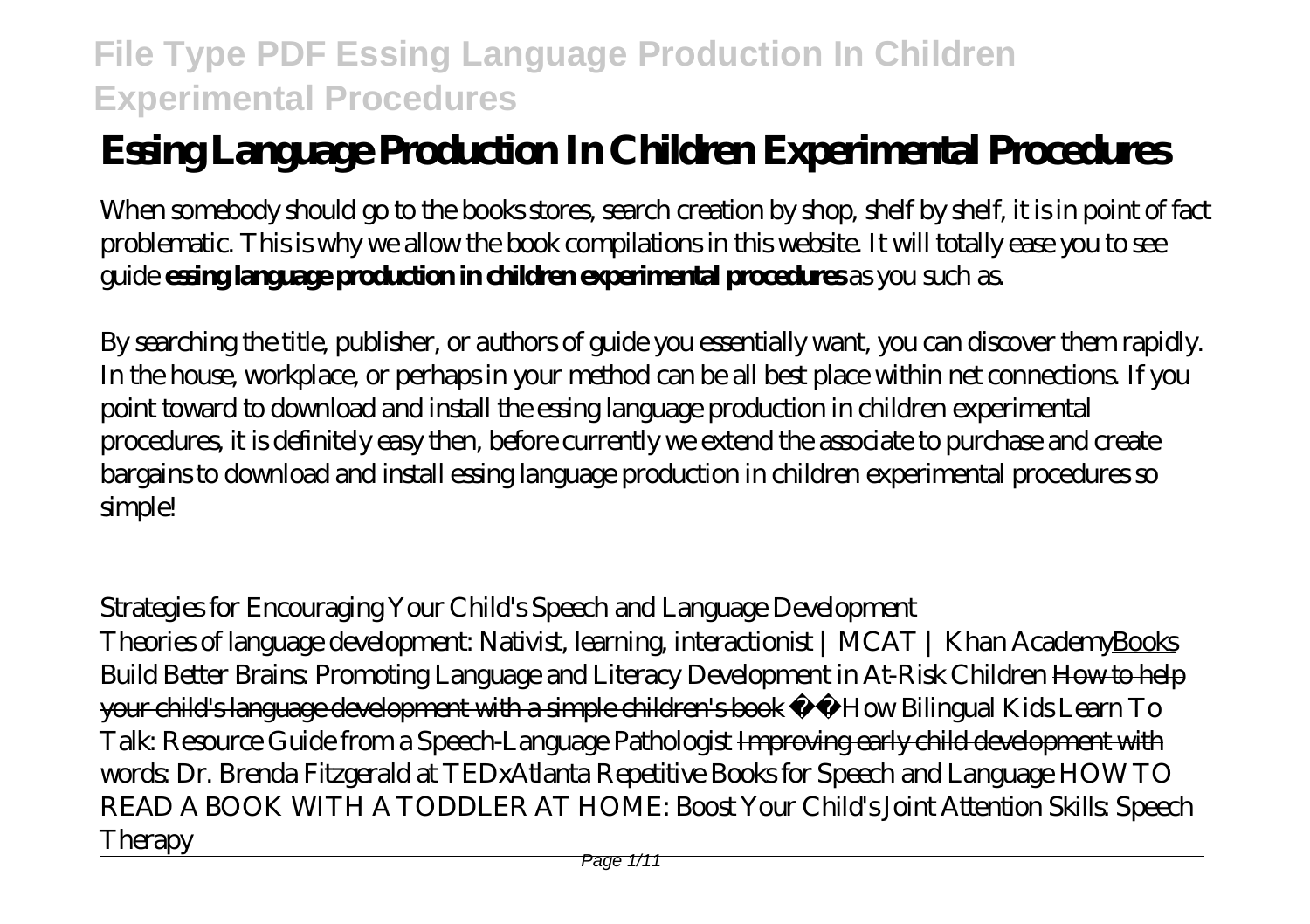# Essing Language Production In Children Experimental Procedures

When somebody should go to the books stores, search creation by shop, shelf by shelf, it is in point of fact problematic. This is why we allow the book compilations in this website. It will totally ease you to see guide **essing language production in children experimental procedures** as you such as.

By searching the title, publisher, or authors of guide you essentially want, you can discover them rapidly. In the house, workplace, or perhaps in your method can be all best place within net connections. If you point toward to download and install the essing language production in children experimental procedures, it is definitely easy then, before currently we extend the associate to purchase and create bargains to download and install essing language production in children experimental procedures so simple!

Strategies for Encouraging Your Child's Speech and Language Development

Theories of language development: Nativist, learning, interactionist | MCAT | Khan Academy Books Build Better Brains: Promoting Language and Literacy Development in At-Risk Children How to help your child's language development with a simple children's book ☺️How Bilingual Kids Learn To Talk: Resource Guide from a Speech-Language Pathologist Improving early child development with words: Dr. Brenda Fitzgerald at TEDxAtlanta Repetitive Books for Speech and Language HOW TO READ A BOOK WITH A TODDLER AT HOME: Boost Your Child's Joint Attention Skills: Speech Therapy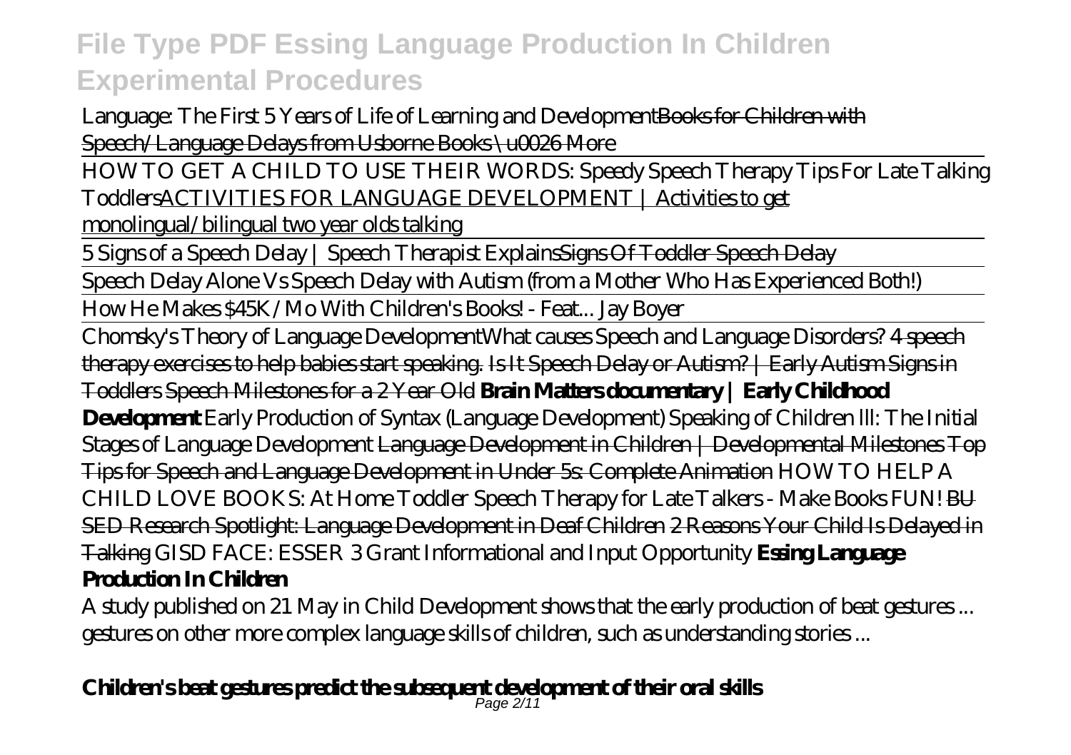Language: The First 5 Years of Life of Learning and DevelopmentBooks for Children with Speech/Language Delays from Usborne Books \u0026 More

HOW TO GET A CHILD TO USE THEIR WORDS: Speedy Speech Therapy Tips For Late Talking ToddlersACTIVITIES FOR LANGUAGE DEVELOPMENT | Activities to get monolingual/bilingual two year olds talking

5 Signs of a Speech Delay | Speech Therapist ExplainsSigns Of Toddler Speech Delay

Speech Delay Alone Vs Speech Delay with Autism (from a Mother Who Has Experienced Both!)

How He Makes $45K/Mo With Children's Books! - Feat... Jay Boyer

Chomsky's Theory of Language DevelopmentWhat causes Speech and Language Disorders? 4 speech therapy exercises to help babies start speaking. Is It Speech Delay or Autism? | Early Autism Signs in Toddlers Speech Milestones for a 2 Year Old **Brain Matters documentary | Early Childhood Development** Early Production of Syntax (Language Development) Speaking of Children lll: The Initial Stages of Language Development Language Development in Children | Developmental Milestones Top Tips for Speech and Language Development in Under 5s: Complete Animation HOW TO HELP A CHILD LOVE BOOKS: At Home Toddler Speech Therapy for Late Talkers - Make Books FUN! BU SED Research Spotlight: Language Development in Deaf Children 2 Reasons Your Child Is Delayed in Talking GISD FACE: ESSER 3 Grant Informational and Input Opportunity **Essing Language Production In Children**

A study published on 21 May in Child Development shows that the early production of beat gestures ... gestures on other more complex language skills of children, such as understanding stories ...

**Children's beat gestures predict the subsequent development of their oral skills**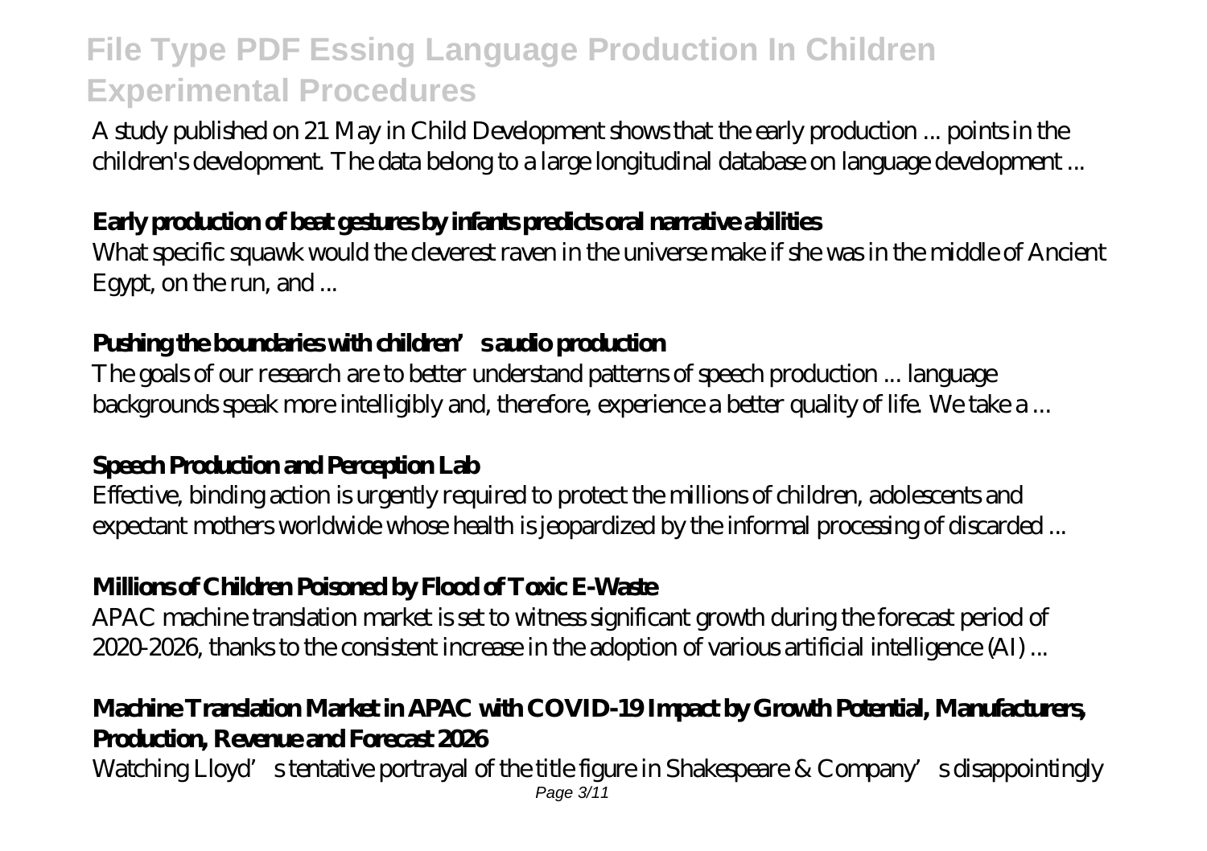A study published on 21 May in Child Development shows that the early production ... points in the children's development. The data belong to a large longitudinal database on language development ...

### Early production of beat gestures by infants predicts oral narrative abilities

What specific squawk would the cleverest raven in the universe make if she was in the middle of Ancient Egypt, on the run, and ...

### Pushing the boundaries with children's audio production

The goals of our research are to better understand patterns of speech production ... language backgrounds speak more intelligibly and, therefore, experience a better quality of life. We take a ...

### Speech Production and Perception Lab

Effective, binding action is urgently required to protect the millions of children, adolescents and expectant mothers worldwide whose health is jeopardized by the informal processing of discarded ...

### Millions of Children Poisoned by Flood of Toxic E-Waste

APAC machine translation market is set to witness significant growth during the forecast period of 2020-2026, thanks to the consistent increase in the adoption of various artificial intelligence (AI) ...

### Machine Translation Market in APAC with COVID-19 Impact by Growth Potential, Manufacturers, Production, Revenue and Forecast 2026

Watching Lloyd's tentative portrayal of the title figure in Shakespeare & Company's disappointingly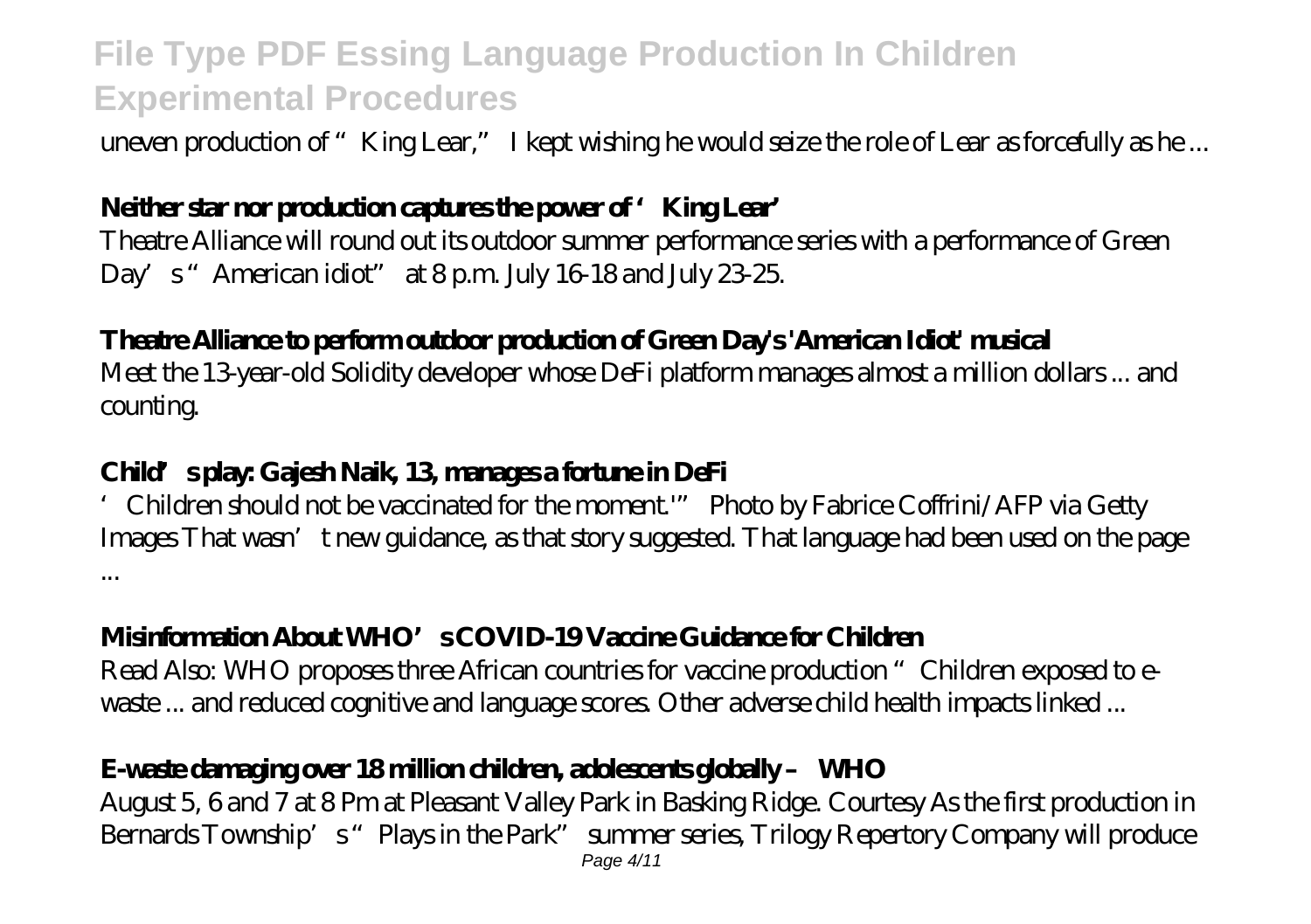uneven production of "King Lear," I kept wishing he would seize the role of Lear as forcefully as he ...

### Neither star nor production captures the power of 'King Lear'

Theatre Alliance will round out its outdoor summer performance series with a performance of Green Day's "American idiot" at 8 p.m. July 16-18 and July 23-25.

### Theatre Alliance to perform outdoor production of Green Day's 'American Idiot' musical

Meet the 13-year-old Solidity developer whose DeFi platform manages almost a million dollars ... and counting.

### Child's play: Gajesh Naik, 13, manages a fortune in DeFi

'Children should not be vaccinated for the moment.'" Photo by Fabrice Coffrini/AFP via Getty Images That wasn't new guidance, as that story suggested. That language had been used on the page ...

### Misinformation About WHO's COVID-19 Vaccine Guidance for Children

Read Also: WHO proposes three African countries for vaccine production "Children exposed to e-waste ... and reduced cognitive and language scores. Other adverse child health impacts linked ...

### E-waste damaging over 18 million children, adolescents globally – WHO

August 5, 6 and 7 at 8 Pm at Pleasant Valley Park in Basking Ridge. Courtesy As the first production in Bernards Township's "Plays in the Park" summer series, Trilogy Repertory Company will produce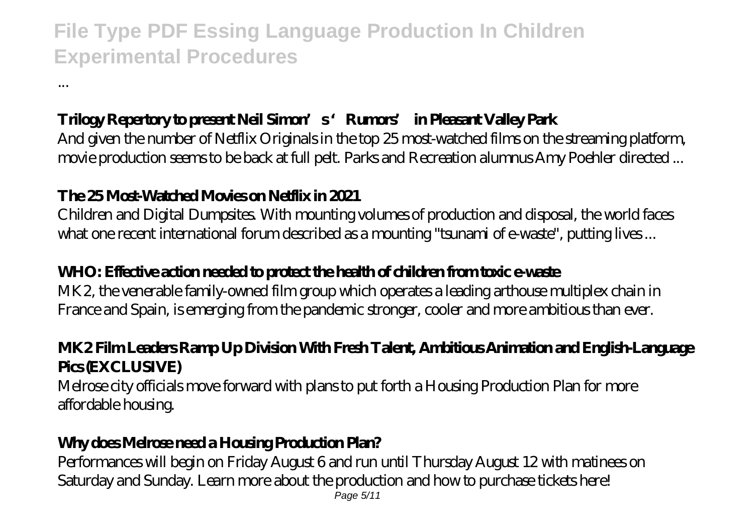...

**Trilogy Repertory to present Neil Simon's 'Rumors' in Pleasant Valley Park**

And given the number of Netflix Originals in the top 25 most-watched films on the streaming platform, movie production seems to be back at full pelt. Parks and Recreation alumnus Amy Poehler directed ...

**The 25 Most-Watched Movies on Netflix in 2021**

Children and Digital Dumpsites. With mounting volumes of production and disposal, the world faces what one recent international forum described as a mounting "tsunami of e-waste", putting lives ...

**WHO: Effective action needed to protect the health of children from toxic e-waste**

MK2, the venerable family-owned film group which operates a leading arthouse multiplex chain in France and Spain, is emerging from the pandemic stronger, cooler and more ambitious than ever.

**MK2 Film Leaders Ramp Up Division With Fresh Talent, Ambitious Animation and English-Language Pics (EXCLUSIVE)**

Melrose city officials move forward with plans to put forth a Housing Production Plan for more affordable housing.

**Why does Melrose need a Housing Production Plan?**

Performances will begin on Friday August 6 and run until Thursday August 12 with matinees on Saturday and Sunday. Learn more about the production and how to purchase tickets here!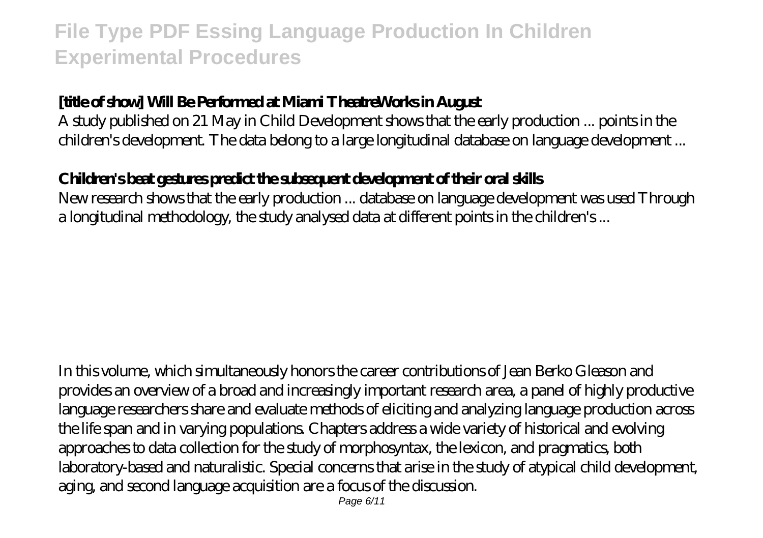**[title of show] Will Be Performed at Miami TheatreWorks in August**

A study published on 21 May in Child Development shows that the early production ... points in the children's development. The data belong to a large longitudinal database on language development ...

**Children's beat gestures predict the subsequent development of their oral skills**

New research shows that the early production ... database on language development was used Through a longitudinal methodology, the study analysed data at different points in the children's ...

In this volume, which simultaneously honors the career contributions of Jean Berko Gleason and provides an overview of a broad and increasingly important research area, a panel of highly productive language researchers share and evaluate methods of eliciting and analyzing language production across the life span and in varying populations. Chapters address a wide variety of historical and evolving approaches to data collection for the study of morphosyntax, the lexicon, and pragmatics, both laboratory-based and naturalistic. Special concerns that arise in the study of atypical child development, aging, and second language acquisition are a focus of the discussion.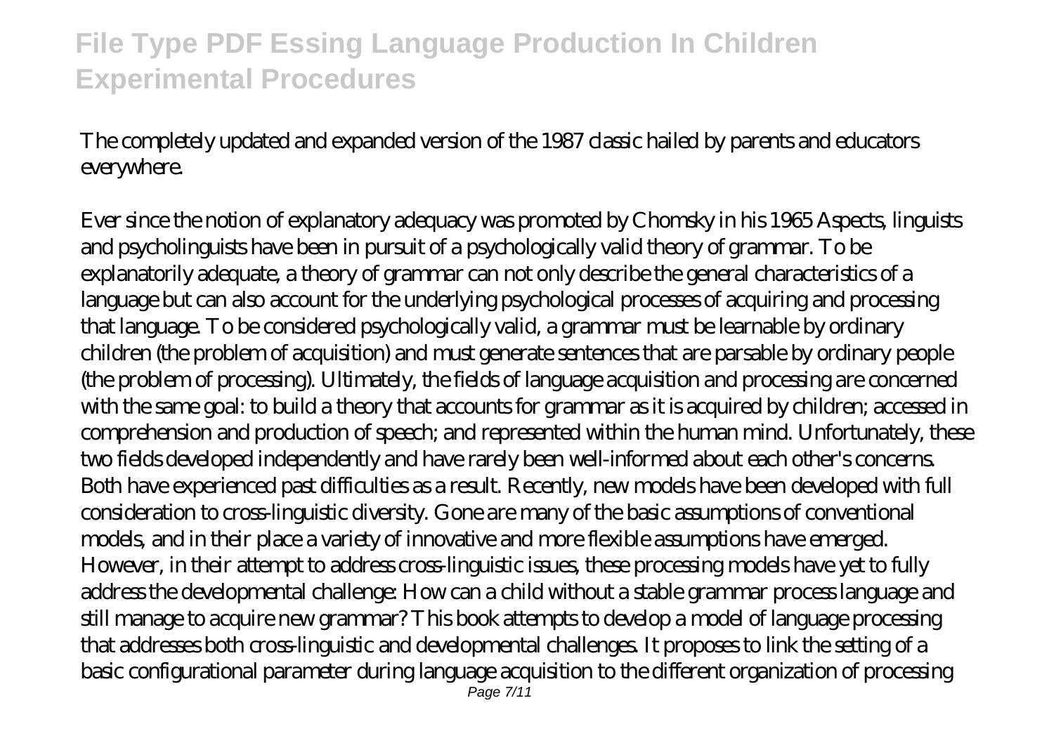The completely updated and expanded version of the 1987 classic hailed by parents and educators everywhere.

Ever since the notion of explanatory adequacy was promoted by Chomsky in his 1965 Aspects, linguists and psycholinguists have been in pursuit of a psychologically valid theory of grammar. To be explanatorily adequate, a theory of grammar can not only describe the general characteristics of a language but can also account for the underlying psychological processes of acquiring and processing that language. To be considered psychologically valid, a grammar must be learnable by ordinary children (the problem of acquisition) and must generate sentences that are parsable by ordinary people (the problem of processing). Ultimately, the fields of language acquisition and processing are concerned with the same goal: to build a theory that accounts for grammar as it is acquired by children; accessed in comprehension and production of speech; and represented within the human mind. Unfortunately, these two fields developed independently and have rarely been well-informed about each other's concerns. Both have experienced past difficulties as a result. Recently, new models have been developed with full consideration to cross-linguistic diversity. Gone are many of the basic assumptions of conventional models, and in their place a variety of innovative and more flexible assumptions have emerged. However, in their attempt to address cross-linguistic issues, these processing models have yet to fully address the developmental challenge: How can a child without a stable grammar process language and still manage to acquire new grammar? This book attempts to develop a model of language processing that addresses both cross-linguistic and developmental challenges. It proposes to link the setting of a basic configurational parameter during language acquisition to the different organization of processing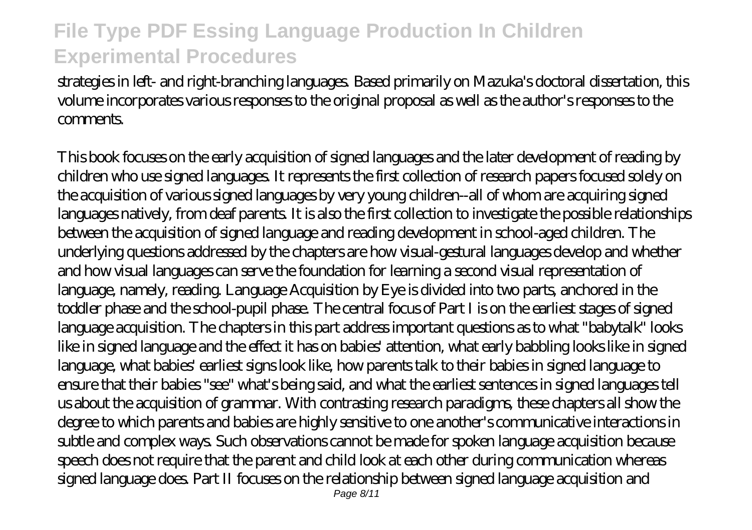strategies in left- and right-branching languages. Based primarily on Mazuka's doctoral dissertation, this volume incorporates various responses to the original proposal as well as the author's responses to the comments.

This book focuses on the early acquisition of signed languages and the later development of reading by children who use signed languages. It represents the first collection of research papers focused solely on the acquisition of various signed languages by very young children--all of whom are acquiring signed languages natively, from deaf parents. It is also the first collection to investigate the possible relationships between the acquisition of signed language and reading development in school-aged children. The underlying questions addressed by the chapters are how visual-gestural languages develop and whether and how visual languages can serve the foundation for learning a second visual representation of language, namely, reading. Language Acquisition by Eye is divided into two parts, anchored in the toddler phase and the school-pupil phase. The central focus of Part I is on the earliest stages of signed language acquisition. The chapters in this part address important questions as to what "babytalk" looks like in signed language and the effect it has on babies' attention, what early babbling looks like in signed language, what babies' earliest signs look like, how parents talk to their babies in signed language to ensure that their babies "see" what's being said, and what the earliest sentences in signed languages tell us about the acquisition of grammar. With contrasting research paradigms, these chapters all show the degree to which parents and babies are highly sensitive to one another's communicative interactions in subtle and complex ways. Such observations cannot be made for spoken language acquisition because speech does not require that the parent and child look at each other during communication whereas signed language does. Part II focuses on the relationship between signed language acquisition and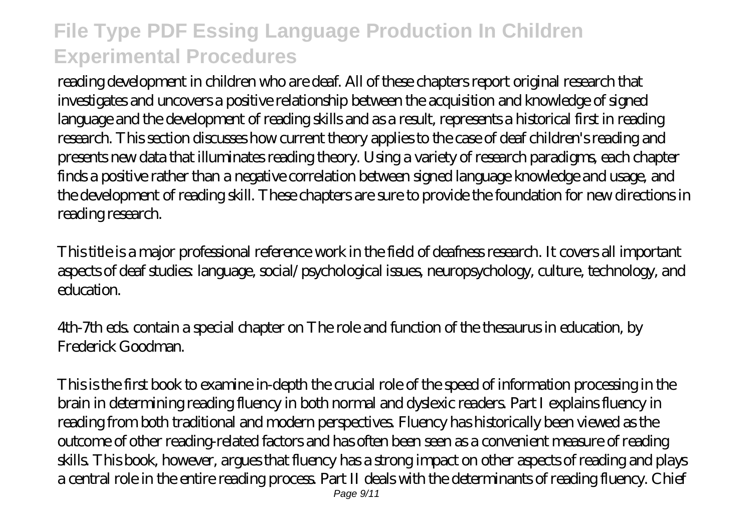reading development in children who are deaf. All of these chapters report original research that investigates and uncovers a positive relationship between the acquisition and knowledge of signed language and the development of reading skills and as a result, represents a historical first in reading research. This section discusses how current theory applies to the case of deaf children's reading and presents new data that illuminates reading theory. Using a variety of research paradigms, each chapter finds a positive rather than a negative correlation between signed language knowledge and usage, and the development of reading skill. These chapters are sure to provide the foundation for new directions in reading research.

This title is a major professional reference work in the field of deafness research. It covers all important aspects of deaf studies: language, social/psychological issues, neuropsychology, culture, technology, and education.

4th-7th eds. contain a special chapter on The role and function of the thesaurus in education, by Frederick Goodman.

This is the first book to examine in-depth the crucial role of the speed of information processing in the brain in determining reading fluency in both normal and dyslexic readers. Part I explains fluency in reading from both traditional and modern perspectives. Fluency has historically been viewed as the outcome of other reading-related factors and has often been seen as a convenient measure of reading skills. This book, however, argues that fluency has a strong impact on other aspects of reading and plays a central role in the entire reading process. Part II deals with the determinants of reading fluency. Chief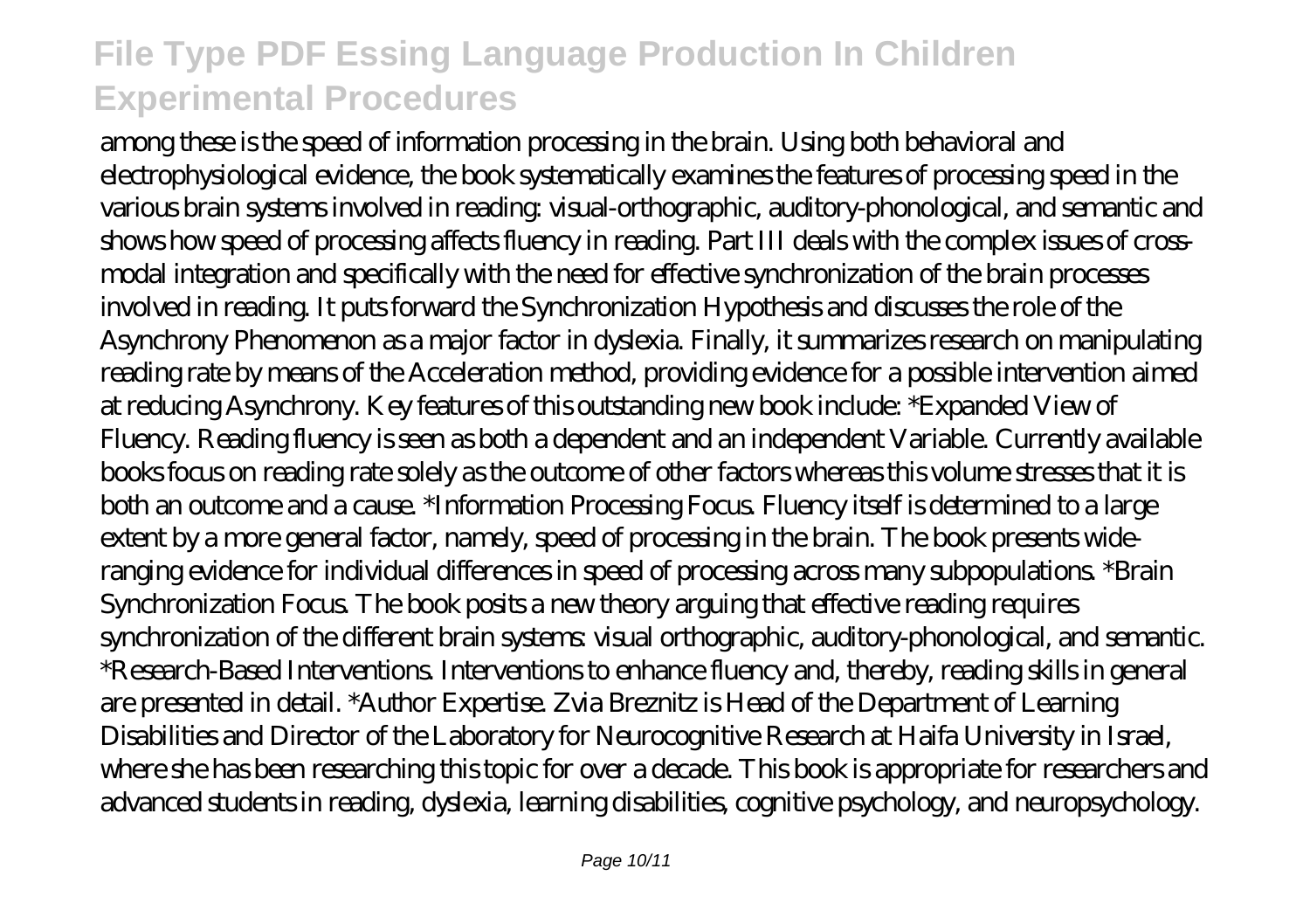among these is the speed of information processing in the brain. Using both behavioral and electrophysiological evidence, the book systematically examines the features of processing speed in the various brain systems involved in reading: visual-orthographic, auditory-phonological, and semantic and shows how speed of processing affects fluency in reading. Part III deals with the complex issues of cross-modal integration and specifically with the need for effective synchronization of the brain processes involved in reading. It puts forward the Synchronization Hypothesis and discusses the role of the Asynchrony Phenomenon as a major factor in dyslexia. Finally, it summarizes research on manipulating reading rate by means of the Acceleration method, providing evidence for a possible intervention aimed at reducing Asynchrony. Key features of this outstanding new book include: *Expanded View of Fluency. Reading fluency is seen as both a dependent and an independent Variable. Currently available books focus on reading rate solely as the outcome of other factors whereas this volume stresses that it is both an outcome and a cause. *Information Processing Focus. Fluency itself is determined to a large extent by a more general factor, namely, speed of processing in the brain. The book presents wide-ranging evidence for individual differences in speed of processing across many subpopulations. *Brain Synchronization Focus. The book posits a new theory arguing that effective reading requires synchronization of the different brain systems: visual orthographic, auditory-phonological, and semantic. *Research-Based Interventions. Interventions to enhance fluency and, thereby, reading skills in general are presented in detail. *Author Expertise. Zvia Breznitz is Head of the Department of Learning Disabilities and Director of the Laboratory for Neurocognitive Research at Haifa University in Israel, where she has been researching this topic for over a decade. This book is appropriate for researchers and advanced students in reading, dyslexia, learning disabilities, cognitive psychology, and neuropsychology.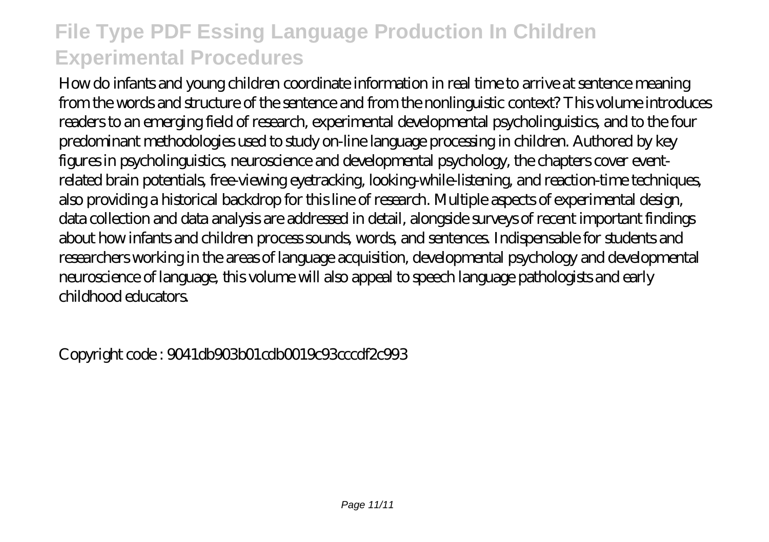How do infants and young children coordinate information in real time to arrive at sentence meaning from the words and structure of the sentence and from the nonlinguistic context? This volume introduces readers to an emerging field of research, experimental developmental psycholinguistics, and to the four predominant methodologies used to study on-line language processing in children. Authored by key figures in psycholinguistics, neuroscience and developmental psychology, the chapters cover event-related brain potentials, free-viewing eyetracking, looking-while-listening, and reaction-time techniques, also providing a historical backdrop for this line of research. Multiple aspects of experimental design, data collection and data analysis are addressed in detail, alongside surveys of recent important findings about how infants and children process sounds, words, and sentences. Indispensable for students and researchers working in the areas of language acquisition, developmental psychology and developmental neuroscience of language, this volume will also appeal to speech language pathologists and early childhood educators.

Copyright code : 9041db903b01cdb0019c93cccdf2c993